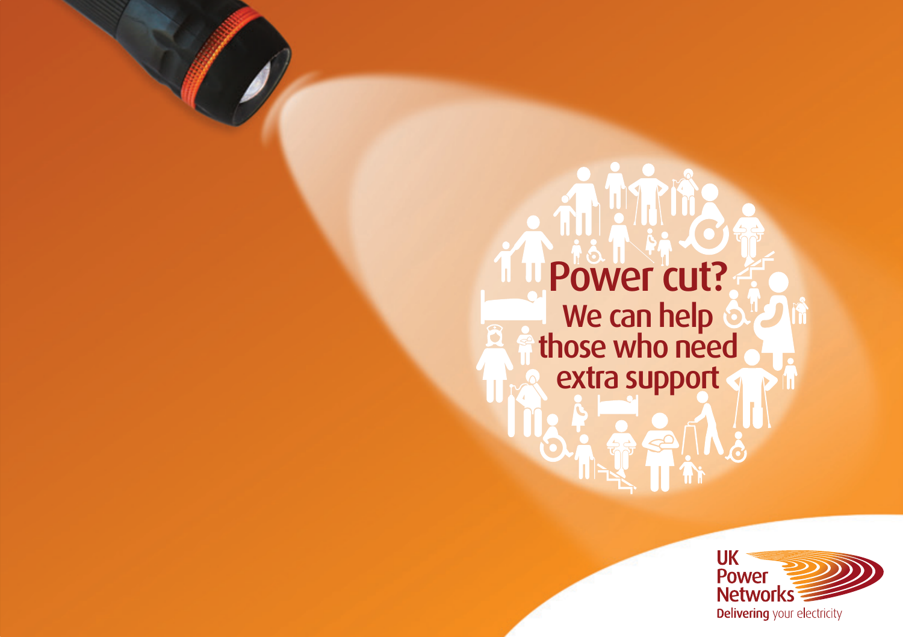# Power cut?

## We can help those who need extra support

UK Power Networks

**Delivering** your electricity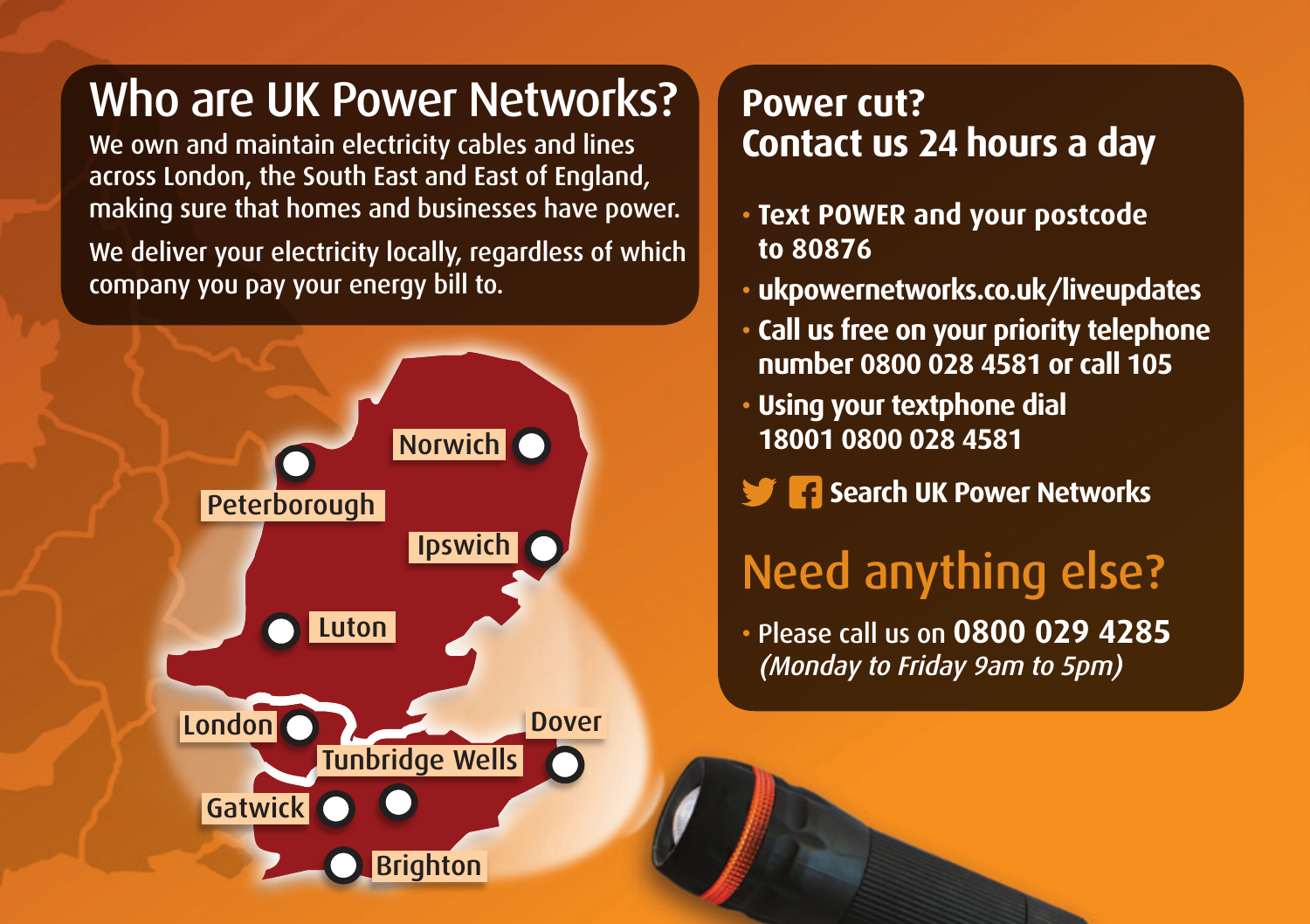## Who are UK Power Networks?

We own and maintain electricity cables and lines across London, the South East and East of England, making sure that homes and businesses have power.

We deliver your electricity locally, regardless of which company you pay your energy bill to.

Norwich

Peterborough

Ipswich

Luton

London

Dover

Tunbridge Wells

Gatwick

Brighton

## Power cut? Contact us 24 hours a day

- **Text POWER and your postcode to 80876**
- **ukpowernetworks.co.uk/liveupdates**
- **Call us free on your priority telephone number 0800 028 4581 or call 105**
- **Using your textphone dial 18001 0800 028 4581**

**Search UK Power Networks**

## Need anything else?

- Please call us on **0800 029 4285** *(Monday to Friday 9am to 5pm)*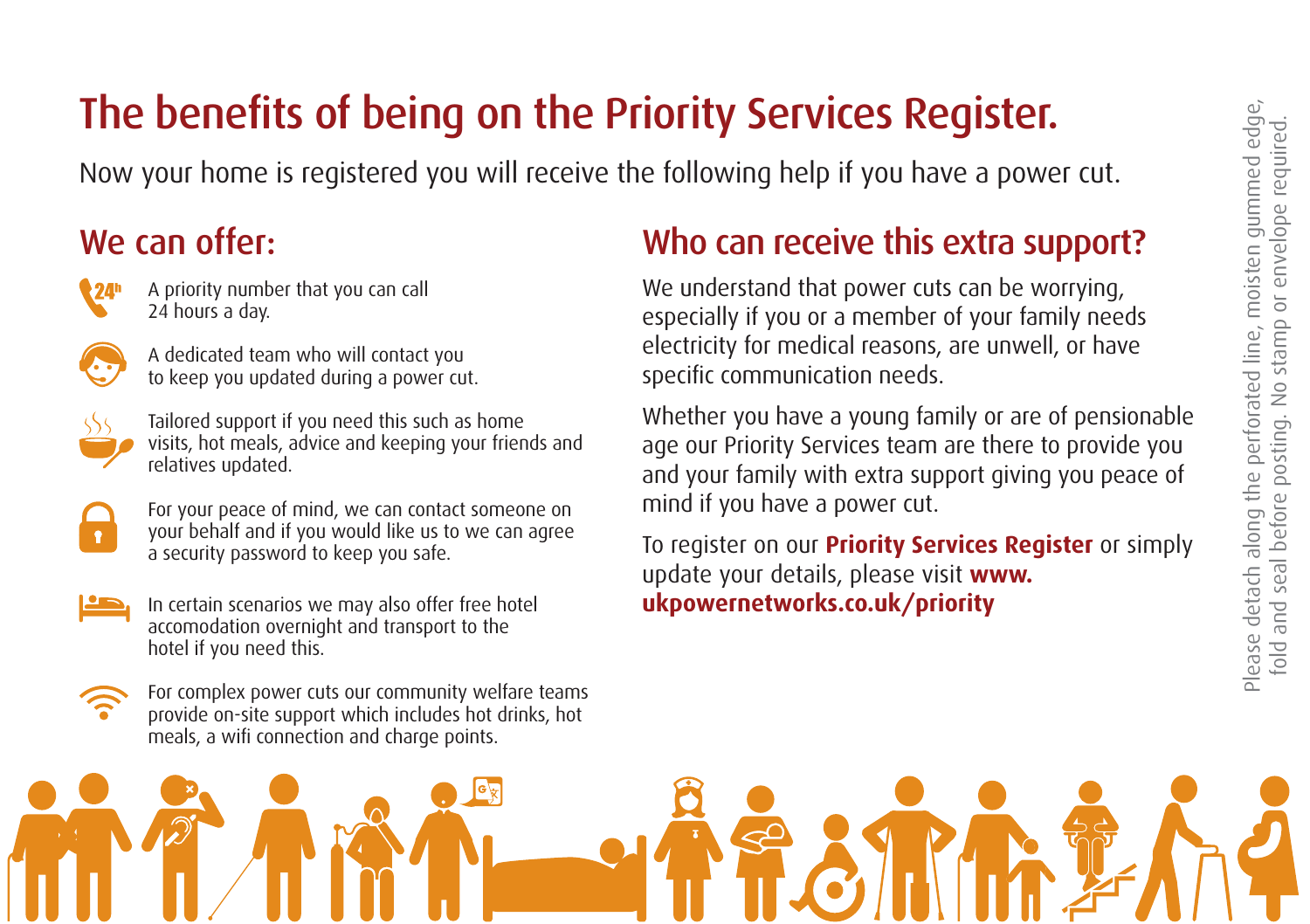# The benefits of being on the Priority Services Register.

Now your home is registered you will receive the following help if you have a power cut.

## We can offer:

- A priority number that you can call 24 hours a day.
- A dedicated team who will contact you to keep you updated during a power cut.
- Tailored support if you need this such as home visits, hot meals, advice and keeping your friends and relatives updated.
- For your peace of mind, we can contact someone on your behalf and if you would like us to we can agree a security password to keep you safe.
- In certain scenarios we may also offer free hotel accomodation overnight and transport to the hotel if you need this.
- For complex power cuts our community welfare teams provide on-site support which includes hot drinks, hot meals, a wifi connection and charge points.

## Who can receive this extra support?

We understand that power cuts can be worrying, especially if you or a member of your family needs electricity for medical reasons, are unwell, or have specific communication needs.

Whether you have a young family or are of pensionable age our Priority Services team are there to provide you and your family with extra support giving you peace of mind if you have a power cut.

To register on our **Priority Services Register** or simply update your details, please visit **www.ukpowernetworks.co.uk/priority**

Please detach along the perforated line, moisten gummed edge, fold and seal before posting. No stamp or envelope required.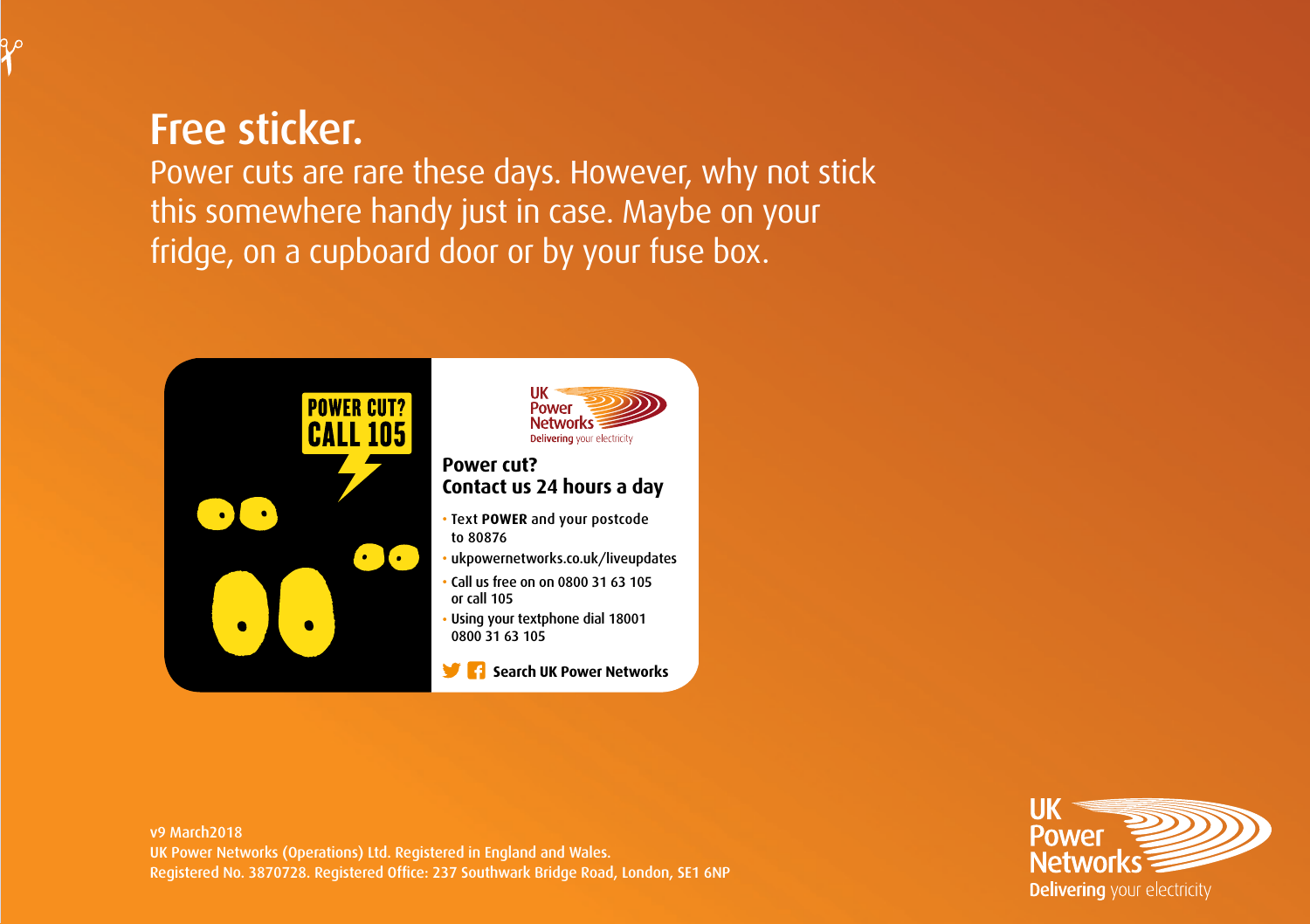# Free sticker.

Power cuts are rare these days. However, why not stick this somewhere handy just in case. Maybe on your fridge, on a cupboard door or by your fuse box.

POWER CUT? CALL 105

UK Power Networks
Delivering your electricity

**Power cut?**
**Contact us 24 hours a day**

- Text **POWER** and your postcode to 80876
- ukpowernetworks.co.uk/liveupdates
- Call us free on on 0800 31 63 105 or call 105
- Using your textphone dial 18001 0800 31 63 105

**Search UK Power Networks**

v9 March2018
UK Power Networks (Operations) Ltd. Registered in England and Wales.
Registered No. 3870728. Registered Office: 237 Southwark Bridge Road, London, SE1 6NP

UK Power Networks
Delivering your electricity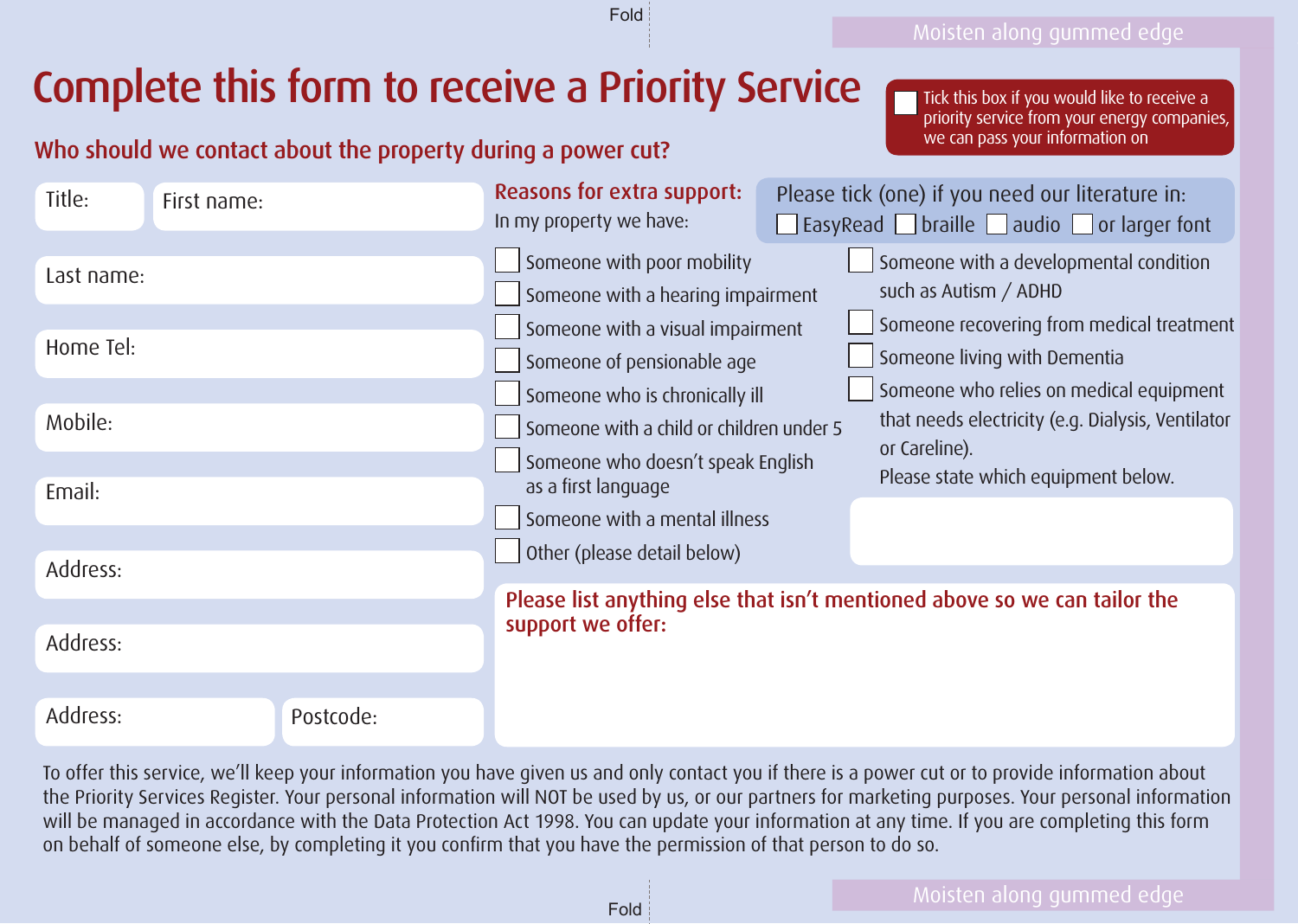# Complete this form to receive a Priority Service

- [ ] Tick this box if you would like to receive a priority service from your energy companies, we can pass your information on

## Who should we contact about the property during a power cut?

Title:

First name:

Last name:

Home Tel:

Mobile:

Email:

Address:

Address:

Address:

Postcode:

## Reasons for extra support:

In my property we have:

- [ ] Someone with poor mobility
- [ ] Someone with a hearing impairment
- [ ] Someone with a visual impairment
- [ ] Someone of pensionable age
- [ ] Someone who is chronically ill
- [ ] Someone with a child or children under 5
- [ ] Someone who doesn't speak English as a first language
- [ ] Someone with a mental illness
- [ ] Other (please detail below)
- [ ] Someone with a developmental condition such as Autism / ADHD
- [ ] Someone recovering from medical treatment
- [ ] Someone living with Dementia
- [ ] Someone who relies on medical equipment that needs electricity (e.g. Dialysis, Ventilator or Careline). Please state which equipment below.

Please tick (one) if you need our literature in:

- [ ] EasyRead
- [ ] braille
- [ ] audio
- [ ] or larger font

**Please list anything else that isn't mentioned above so we can tailor the support we offer:**

To offer this service, we'll keep your information you have given us and only contact you if there is a power cut or to provide information about the Priority Services Register. Your personal information will NOT be used by us, or our partners for marketing purposes. Your personal information will be managed in accordance with the Data Protection Act 1998. You can update your information at any time. If you are completing this form on behalf of someone else, by completing it you confirm that you have the permission of that person to do so.

Fold

Moisten along gummed edge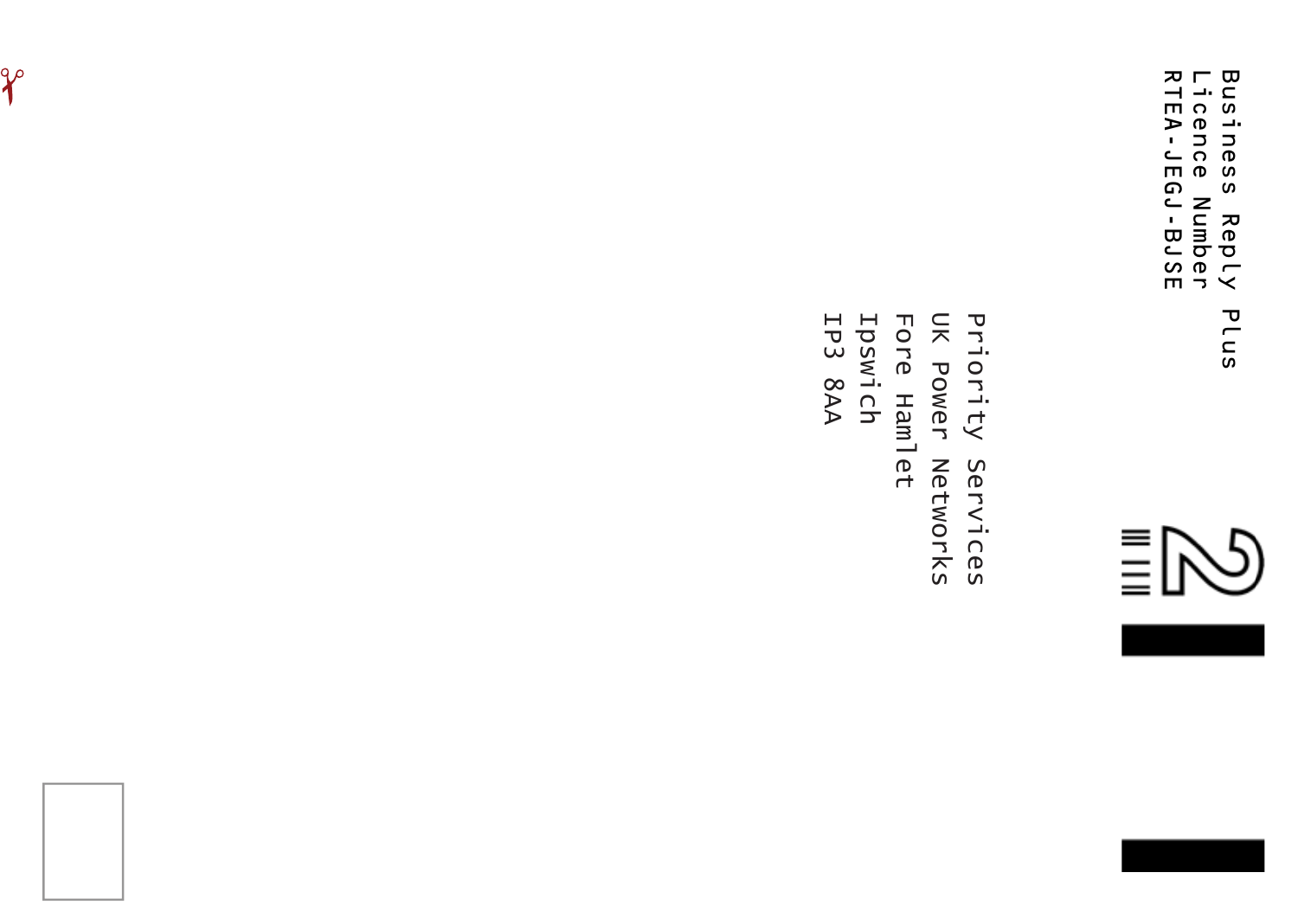Business Reply Plus
Licence Number
RTEA-JEGJ-BJSE

Priority Services
UK Power Networks
Fore Hamlet
Ipswich
IP3 8AA